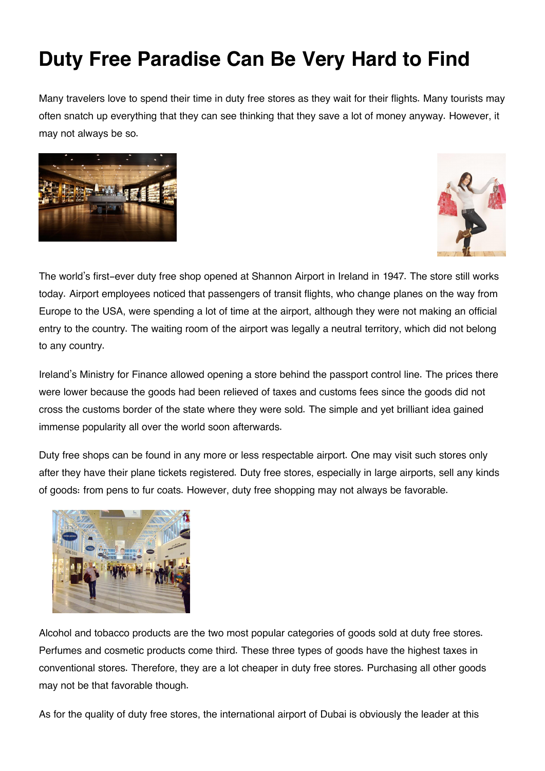# Duty Free Paradise Can Be Very Hard to Find

Many travelers love to spend their time in duty free stores as they wait for their flights. Many tourists may often snatch up everything that they can see thinking that they save a lot of money anyway. However, it may not always be so.

The world's first-ever duty free shop opened at Shannon Airport in Ireland in 1947. The store still works today. Airport employees noticed that passengers of transit flights, who change planes on the way from Europe to the USA, were spending a lot of time at the airport, although they were not making an official entry to the country. The waiting room of the airport was legally a neutral territory, which did not belong to any country.

Ireland's Ministry for Finance allowed opening a store behind the passport control line. The prices there were lower because the goods had been relieved of taxes and customs fees since the goods did not cross the customs border of the state where they were sold. The simple and yet brilliant idea gained immense popularity all over the world soon afterwards.

Duty free shops can be found in any more or less respectable airport. One may visit such stores only after they have their plane tickets registered. Duty free stores, especially in large airports, sell any kinds of goods: from pens to fur coats. However, duty free shopping may not always be favorable.

Alcohol and tobacco products are the two most popular categories of goods sold at duty free stores. Perfumes and cosmetic products come third. These three types of goods have the highest taxes in conventional stores. Therefore, they are a lot cheaper in duty free stores. Purchasing all other goods may not be that favorable though.

As for the quality of duty free stores, the international airport of Dubai is obviously the leader at this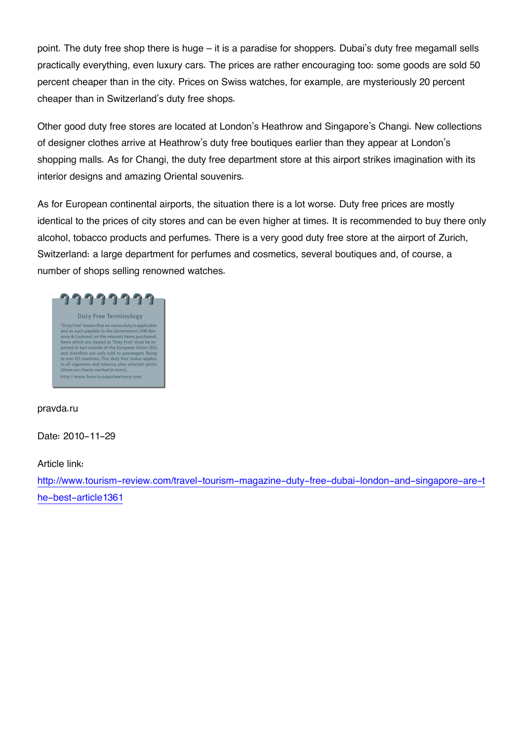point. The duty free shop there is huge – it is a paradise for shoppers. Dubai's duty free megamall sells practically everything, even luxury cars. The prices are rather encouraging too: some goods are sold 50 percent cheaper than in the city. Prices on Swiss watches, for example, are mysteriously 20 percent cheaper than in Switzerland's duty free shops.

Other good duty free stores are located at London's Heathrow and Singapore's Changi. New collections of designer clothes arrive at Heathrow's duty free boutiques earlier than they appear at London's shopping malls. As for Changi, the duty free department store at this airport strikes imagination with its interior designs and amazing Oriental souvenirs.

As for European continental airports, the situation there is a lot worse. Duty free prices are mostly identical to the prices of city stores and can be even higher at times. It is recommended to buy there only alcohol, tobacco products and perfumes. There is a very good duty free store at the airport of Zurich, Switzerland: a large department for perfumes and cosmetics, several boutiques and, of course, a number of shops selling renowned watches.

**Duty Free Terminology**

"Duty Free" means that no excise duty is applicable and as such payable to the Government (HM Revenue & Customs) on the relevant items purchased. Items which are classed as "Duty Free" must be exported in tact outside of the European Union (EU) and therefore are only sold to passengers flying to non-EU countries. This 'duty free' status applies to all cigarettes and tobacco, plus selected spirits (these are clearly marked in-store).

http://www.franciscoppolawinery.com

pravda.ru

Date: 2010-11-29

Article link:
http://www.tourism-review.com/travel-tourism-magazine-duty-free-dubai-london-and-singapore-are-the-best-article1361